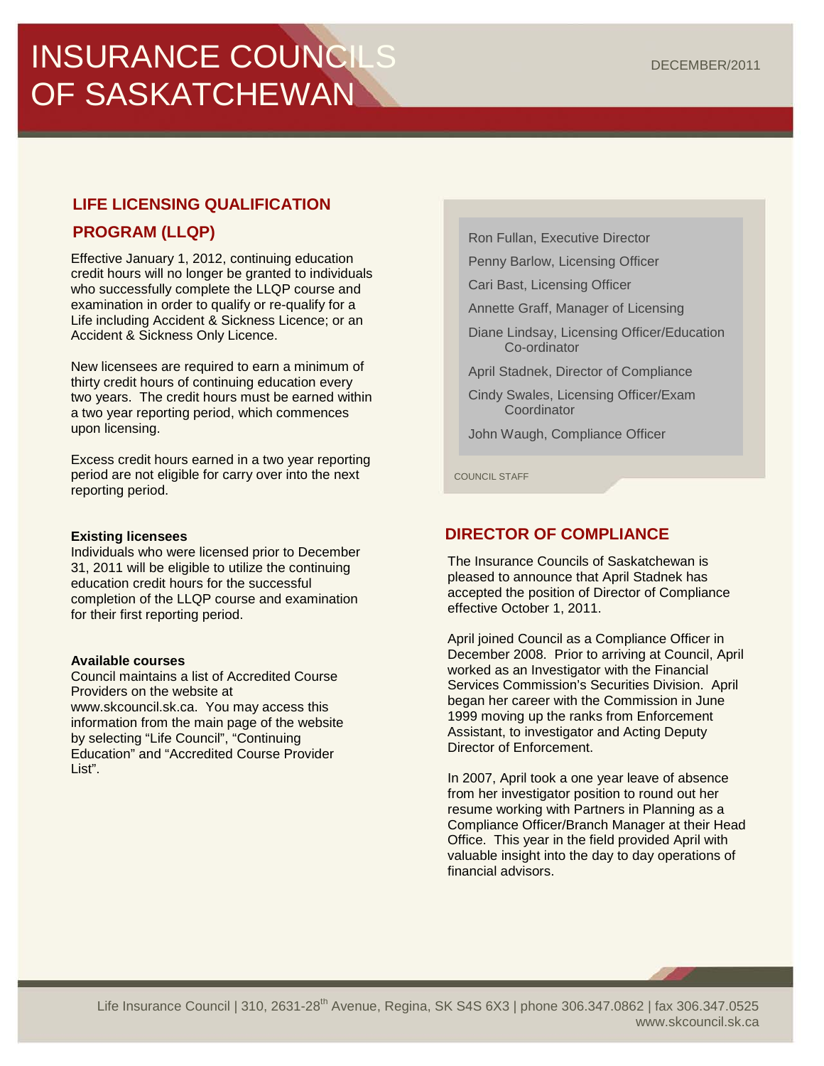# INSURANCE COUNCILS OF SASKATCHEWAN

DECEMBER/2011

## LIFE LICENSING QUALIFICATION PROGRAM (LLQP)

Effective January 1, 2012, continuing education credit hours will no longer be granted to individuals who successfully complete the LLQP course and examination in order to qualify or re-qualify for a Life including Accident & Sickness Licence; or an Accident & Sickness Only Licence.

New licensees are required to earn a minimum of thirty credit hours of continuing education every two years. The credit hours must be earned within a two year reporting period, which commences upon licensing.

Excess credit hours earned in a two year reporting period are not eligible for carry over into the next reporting period.

**Existing licensees**

Individuals who were licensed prior to December 31, 2011 will be eligible to utilize the continuing education credit hours for the successful completion of the LLQP course and examination for their first reporting period.

**Available courses**

Council maintains a list of Accredited Course Providers on the website at www.skcouncil.sk.ca. You may access this information from the main page of the website by selecting "Life Council", "Continuing Education" and "Accredited Course Provider List".

Ron Fullan, Executive Director

Penny Barlow, Licensing Officer

Cari Bast, Licensing Officer

Annette Graff, Manager of Licensing

Diane Lindsay, Licensing Officer/Education Co-ordinator

April Stadnek, Director of Compliance

Cindy Swales, Licensing Officer/Exam Coordinator

John Waugh, Compliance Officer

COUNCIL STAFF

## DIRECTOR OF COMPLIANCE

The Insurance Councils of Saskatchewan is pleased to announce that April Stadnek has accepted the position of Director of Compliance effective October 1, 2011.

April joined Council as a Compliance Officer in December 2008. Prior to arriving at Council, April worked as an Investigator with the Financial Services Commission's Securities Division. April began her career with the Commission in June 1999 moving up the ranks from Enforcement Assistant, to investigator and Acting Deputy Director of Enforcement.

In 2007, April took a one year leave of absence from her investigator position to round out her resume working with Partners in Planning as a Compliance Officer/Branch Manager at their Head Office. This year in the field provided April with valuable insight into the day to day operations of financial advisors.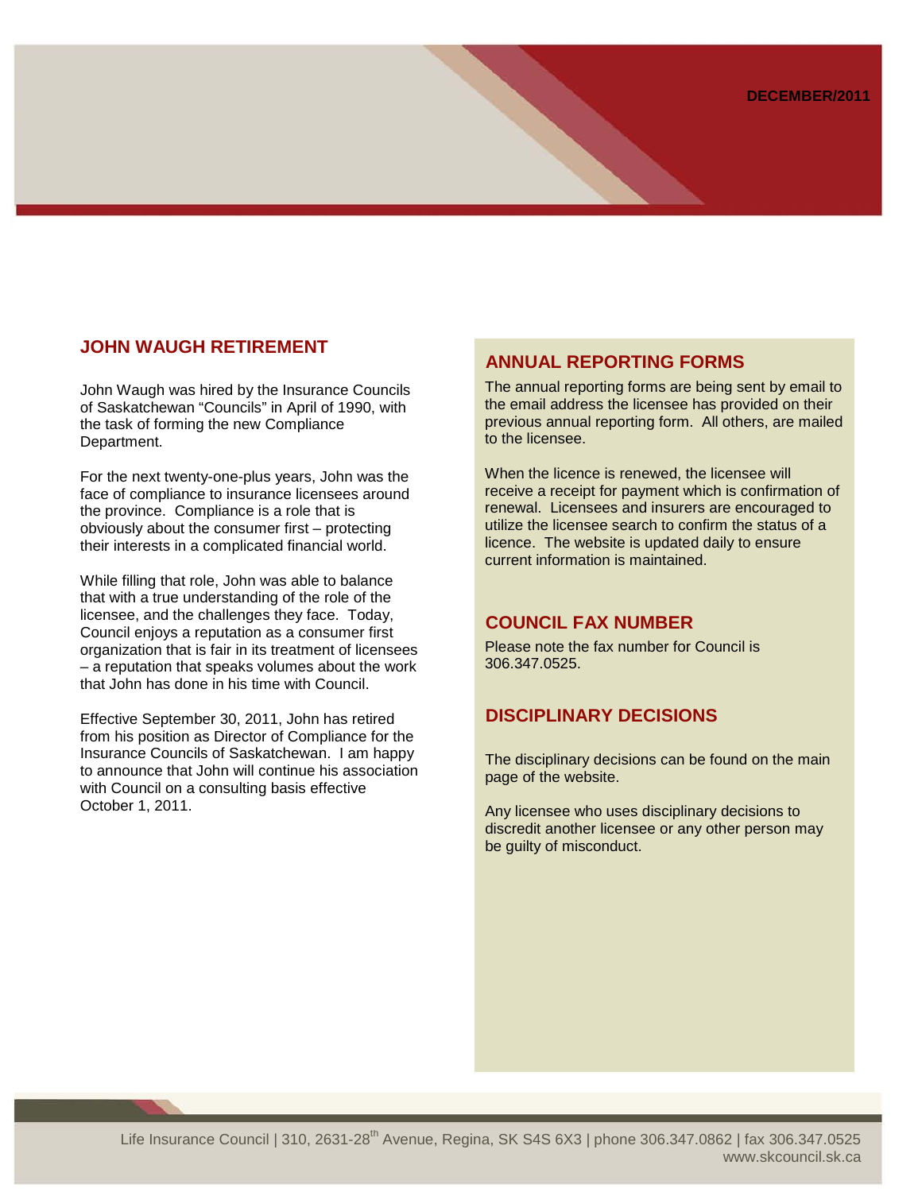DECEMBER/2011

## JOHN WAUGH RETIREMENT

John Waugh was hired by the Insurance Councils of Saskatchewan "Councils" in April of 1990, with the task of forming the new Compliance Department.

For the next twenty-one-plus years, John was the face of compliance to insurance licensees around the province. Compliance is a role that is obviously about the consumer first – protecting their interests in a complicated financial world.

While filling that role, John was able to balance that with a true understanding of the role of the licensee, and the challenges they face. Today, Council enjoys a reputation as a consumer first organization that is fair in its treatment of licensees – a reputation that speaks volumes about the work that John has done in his time with Council.

Effective September 30, 2011, John has retired from his position as Director of Compliance for the Insurance Councils of Saskatchewan. I am happy to announce that John will continue his association with Council on a consulting basis effective October 1, 2011.

## ANNUAL REPORTING FORMS

The annual reporting forms are being sent by email to the email address the licensee has provided on their previous annual reporting form. All others, are mailed to the licensee.

When the licence is renewed, the licensee will receive a receipt for payment which is confirmation of renewal. Licensees and insurers are encouraged to utilize the licensee search to confirm the status of a licence. The website is updated daily to ensure current information is maintained.

## COUNCIL FAX NUMBER

Please note the fax number for Council is 306.347.0525.

## DISCIPLINARY DECISIONS

The disciplinary decisions can be found on the main page of the website.

Any licensee who uses disciplinary decisions to discredit another licensee or any other person may be guilty of misconduct.

Life Insurance Council | 310, 2631-28th Avenue, Regina, SK S4S 6X3 | phone 306.347.0862 | fax 306.347.0525
www.skcouncil.sk.ca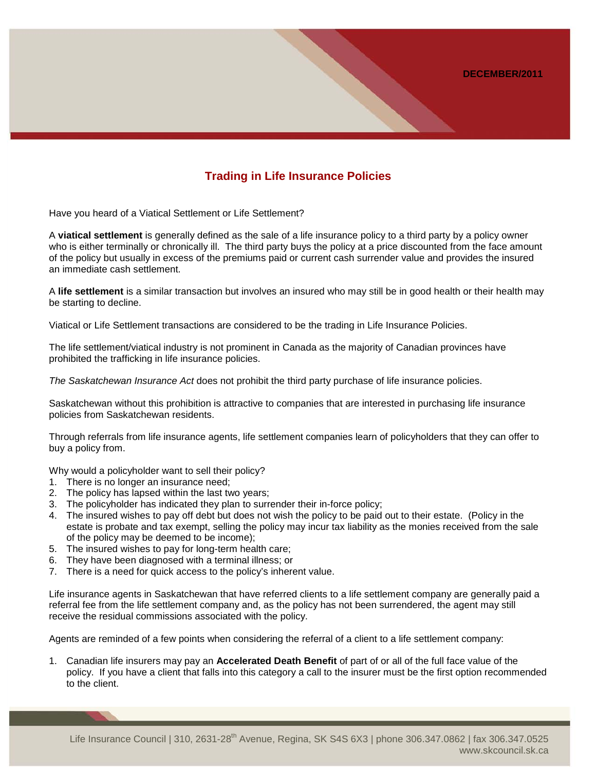DECEMBER/2011

## Trading in Life Insurance Policies

Have you heard of a Viatical Settlement or Life Settlement?

A **viatical settlement** is generally defined as the sale of a life insurance policy to a third party by a policy owner who is either terminally or chronically ill. The third party buys the policy at a price discounted from the face amount of the policy but usually in excess of the premiums paid or current cash surrender value and provides the insured an immediate cash settlement.

A **life settlement** is a similar transaction but involves an insured who may still be in good health or their health may be starting to decline.

Viatical or Life Settlement transactions are considered to be the trading in Life Insurance Policies.

The life settlement/viatical industry is not prominent in Canada as the majority of Canadian provinces have prohibited the trafficking in life insurance policies.

*The Saskatchewan Insurance Act* does not prohibit the third party purchase of life insurance policies.

Saskatchewan without this prohibition is attractive to companies that are interested in purchasing life insurance policies from Saskatchewan residents.

Through referrals from life insurance agents, life settlement companies learn of policyholders that they can offer to buy a policy from.

Why would a policyholder want to sell their policy?

1. There is no longer an insurance need;
2. The policy has lapsed within the last two years;
3. The policyholder has indicated they plan to surrender their in-force policy;
4. The insured wishes to pay off debt but does not wish the policy to be paid out to their estate. (Policy in the estate is probate and tax exempt, selling the policy may incur tax liability as the monies received from the sale of the policy may be deemed to be income);
5. The insured wishes to pay for long-term health care;
6. They have been diagnosed with a terminal illness; or
7. There is a need for quick access to the policy's inherent value.

Life insurance agents in Saskatchewan that have referred clients to a life settlement company are generally paid a referral fee from the life settlement company and, as the policy has not been surrendered, the agent may still receive the residual commissions associated with the policy.

Agents are reminded of a few points when considering the referral of a client to a life settlement company:

1. Canadian life insurers may pay an **Accelerated Death Benefit** of part of or all of the full face value of the policy. If you have a client that falls into this category a call to the insurer must be the first option recommended to the client.

Life Insurance Council | 310, 2631-28th Avenue, Regina, SK S4S 6X3 | phone 306.347.0862 | fax 306.347.0525
www.skcouncil.sk.ca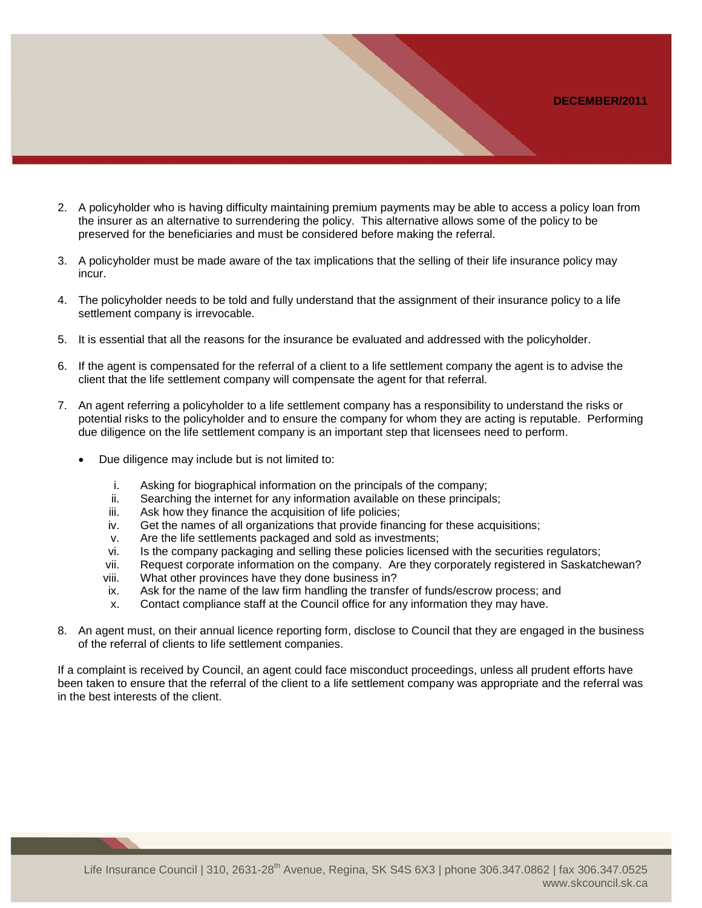2. A policyholder who is having difficulty maintaining premium payments may be able to access a policy loan from the insurer as an alternative to surrendering the policy. This alternative allows some of the policy to be preserved for the beneficiaries and must be considered before making the referral.

3. A policyholder must be made aware of the tax implications that the selling of their life insurance policy may incur.

4. The policyholder needs to be told and fully understand that the assignment of their insurance policy to a life settlement company is irrevocable.

5. It is essential that all the reasons for the insurance be evaluated and addressed with the policyholder.

6. If the agent is compensated for the referral of a client to a life settlement company the agent is to advise the client that the life settlement company will compensate the agent for that referral.

7. An agent referring a policyholder to a life settlement company has a responsibility to understand the risks or potential risks to the policyholder and to ensure the company for whom they are acting is reputable. Performing due diligence on the life settlement company is an important step that licensees need to perform.

   - Due diligence may include but is not limited to:

     i. Asking for biographical information on the principals of the company;
     ii. Searching the internet for any information available on these principals;
     iii. Ask how they finance the acquisition of life policies;
     iv. Get the names of all organizations that provide financing for these acquisitions;
     v. Are the life settlements packaged and sold as investments;
     vi. Is the company packaging and selling these policies licensed with the securities regulators;
     vii. Request corporate information on the company. Are they corporately registered in Saskatchewan?
     viii. What other provinces have they done business in?
     ix. Ask for the name of the law firm handling the transfer of funds/escrow process; and
     x. Contact compliance staff at the Council office for any information they may have.

8. An agent must, on their annual licence reporting form, disclose to Council that they are engaged in the business of the referral of clients to life settlement companies.

If a complaint is received by Council, an agent could face misconduct proceedings, unless all prudent efforts have been taken to ensure that the referral of the client to a life settlement company was appropriate and the referral was in the best interests of the client.